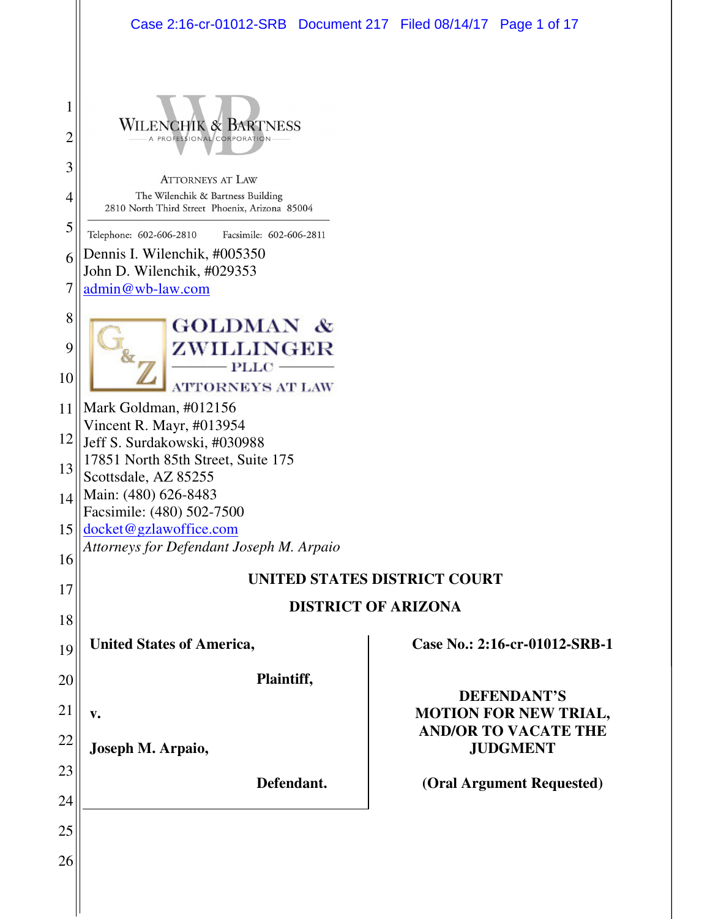WILENCHIK & BARTNESS
A PROFESSIONAL CORPORATION

ATTORNEYS AT LAW
The Wilenchik & Bartness Building
2810 North Third Street Phoenix, Arizona 85004

Telephone: 602-606-2810 Facsimile: 602-606-2811

Dennis I. Wilenchik, #005350
John D. Wilenchik, #029353
admin@wb-law.com

GOLDMAN & ZWILLINGER PLLC
ATTORNEYS AT LAW

Mark Goldman, #012156
Vincent R. Mayr, #013954
Jeff S. Surdakowski, #030988
17851 North 85th Street, Suite 175
Scottsdale, AZ 85255
Main: (480) 626-8483
Facsimile: (480) 502-7500
docket@gzlawoffice.com
*Attorneys for Defendant Joseph M. Arpaio*

**UNITED STATES DISTRICT COURT**

**DISTRICT OF ARIZONA**

| | |
|---|---|
| **United States of America,**<br><br>**Plaintiff,**<br><br>**v.**<br><br>**Joseph M. Arpaio,**<br><br>**Defendant.** | **Case No.: 2:16-cr-01012-SRB-1**<br><br>**DEFENDANT'S MOTION FOR NEW TRIAL, AND/OR TO VACATE THE JUDGMENT**<br><br>**(Oral Argument Requested)** |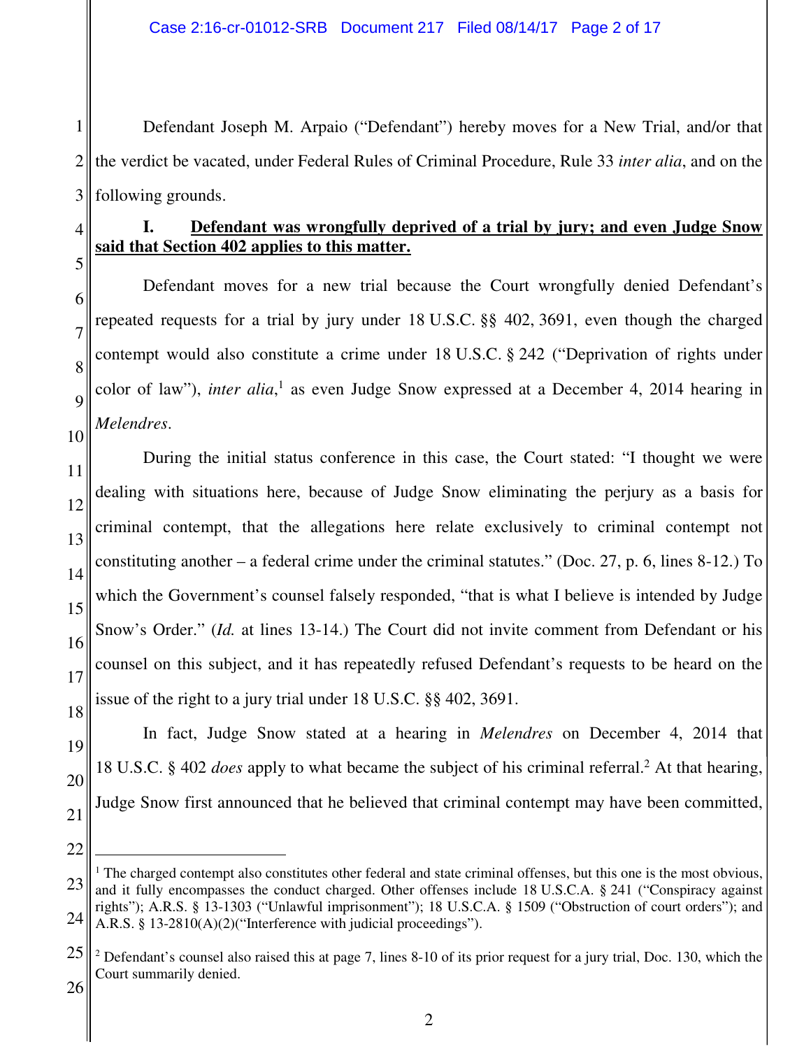Defendant Joseph M. Arpaio ("Defendant") hereby moves for a New Trial, and/or that the verdict be vacated, under Federal Rules of Criminal Procedure, Rule 33 *inter alia*, and on the following grounds.

**I. <u>Defendant was wrongfully deprived of a trial by jury; and even Judge Snow said that Section 402 applies to this matter.</u>**

Defendant moves for a new trial because the Court wrongfully denied Defendant's repeated requests for a trial by jury under 18 U.S.C. §§ 402, 3691, even though the charged contempt would also constitute a crime under 18 U.S.C. § 242 ("Deprivation of rights under color of law"), *inter alia*,[1] as even Judge Snow expressed at a December 4, 2014 hearing in *Melendres*.

During the initial status conference in this case, the Court stated: "I thought we were dealing with situations here, because of Judge Snow eliminating the perjury as a basis for criminal contempt, that the allegations here relate exclusively to criminal contempt not constituting another – a federal crime under the criminal statutes." (Doc. 27, p. 6, lines 8-12.) To which the Government's counsel falsely responded, "that is what I believe is intended by Judge Snow's Order." (*Id.* at lines 13-14.) The Court did not invite comment from Defendant or his counsel on this subject, and it has repeatedly refused Defendant's requests to be heard on the issue of the right to a jury trial under 18 U.S.C. §§ 402, 3691.

In fact, Judge Snow stated at a hearing in *Melendres* on December 4, 2014 that 18 U.S.C. § 402 *does* apply to what became the subject of his criminal referral.[2] At that hearing, Judge Snow first announced that he believed that criminal contempt may have been committed,

---

[1] The charged contempt also constitutes other federal and state criminal offenses, but this one is the most obvious, and it fully encompasses the conduct charged. Other offenses include 18 U.S.C.A. § 241 ("Conspiracy against rights"); A.R.S. § 13-1303 ("Unlawful imprisonment"); 18 U.S.C.A. § 1509 ("Obstruction of court orders"); and A.R.S. § 13-2810(A)(2)("Interference with judicial proceedings").

[2] Defendant's counsel also raised this at page 7, lines 8-10 of its prior request for a jury trial, Doc. 130, which the Court summarily denied.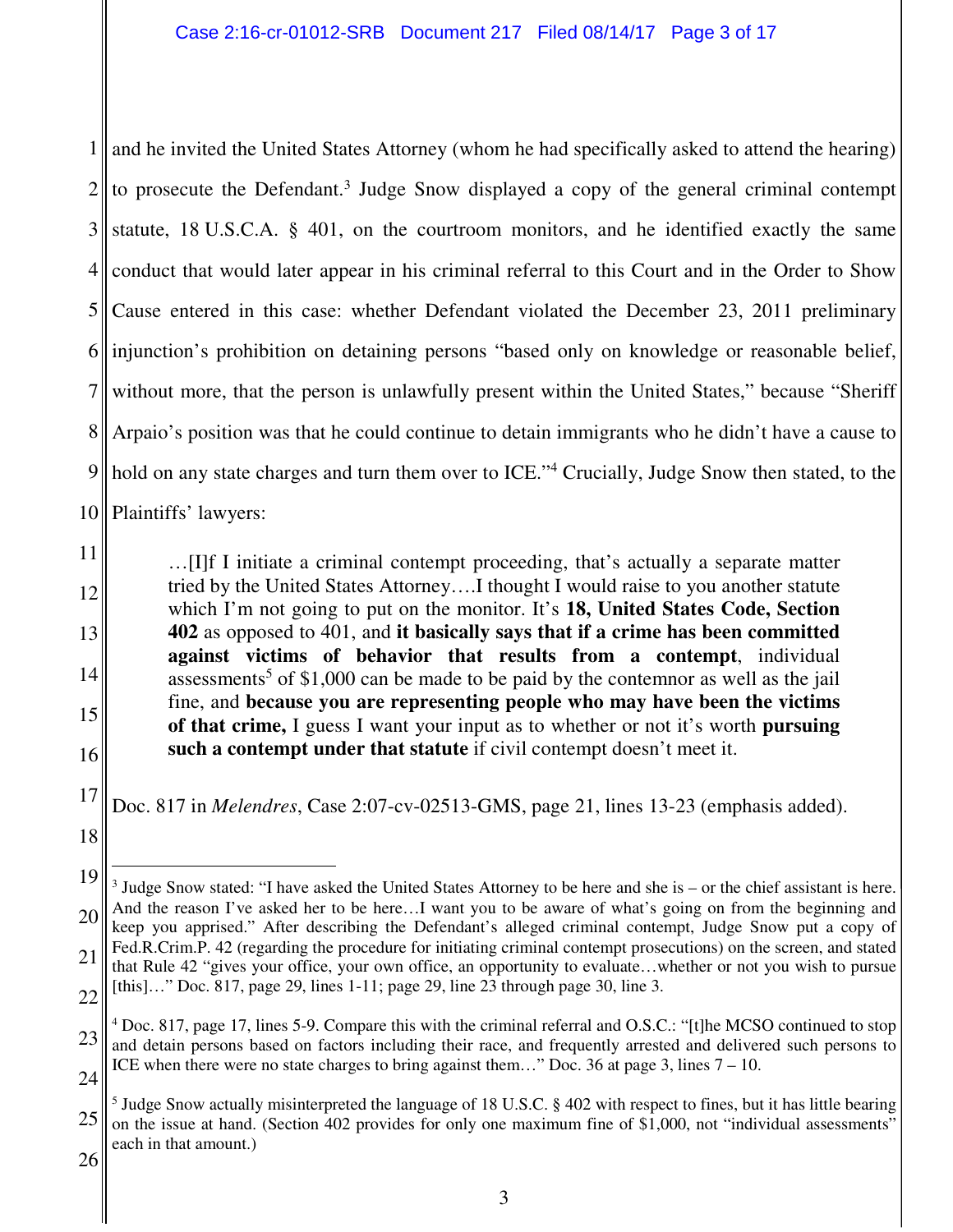and he invited the United States Attorney (whom he had specifically asked to attend the hearing) to prosecute the Defendant.[3] Judge Snow displayed a copy of the general criminal contempt statute, 18 U.S.C.A. § 401, on the courtroom monitors, and he identified exactly the same conduct that would later appear in his criminal referral to this Court and in the Order to Show Cause entered in this case: whether Defendant violated the December 23, 2011 preliminary injunction's prohibition on detaining persons "based only on knowledge or reasonable belief, without more, that the person is unlawfully present within the United States," because "Sheriff Arpaio's position was that he could continue to detain immigrants who he didn't have a cause to hold on any state charges and turn them over to ICE."[4] Crucially, Judge Snow then stated, to the Plaintiffs' lawyers:

> …[I]f I initiate a criminal contempt proceeding, that's actually a separate matter tried by the United States Attorney….I thought I would raise to you another statute which I'm not going to put on the monitor. It's **18, United States Code, Section 402** as opposed to 401, and **it basically says that if a crime has been committed against victims of behavior that results from a contempt**, individual assessments[5] of $1,000 can be made to be paid by the contemnor as well as the jail fine, and **because you are representing people who may have been the victims of that crime,** I guess I want your input as to whether or not it's worth **pursuing such a contempt under that statute** if civil contempt doesn't meet it.

Doc. 817 in *Melendres*, Case 2:07-cv-02513-GMS, page 21, lines 13-23 (emphasis added).

---

[3] Judge Snow stated: "I have asked the United States Attorney to be here and she is – or the chief assistant is here. And the reason I've asked her to be here…I want you to be aware of what's going on from the beginning and keep you apprised." After describing the Defendant's alleged criminal contempt, Judge Snow put a copy of Fed.R.Crim.P. 42 (regarding the procedure for initiating criminal contempt prosecutions) on the screen, and stated that Rule 42 "gives your office, your own office, an opportunity to evaluate…whether or not you wish to pursue [this]…" Doc. 817, page 29, lines 1-11; page 29, line 23 through page 30, line 3.

[4] Doc. 817, page 17, lines 5-9. Compare this with the criminal referral and O.S.C.: "[t]he MCSO continued to stop and detain persons based on factors including their race, and frequently arrested and delivered such persons to ICE when there were no state charges to bring against them…" Doc. 36 at page 3, lines 7 – 10.

[5] Judge Snow actually misinterpreted the language of 18 U.S.C. § 402 with respect to fines, but it has little bearing on the issue at hand. (Section 402 provides for only one maximum fine of $1,000, not "individual assessments" each in that amount.)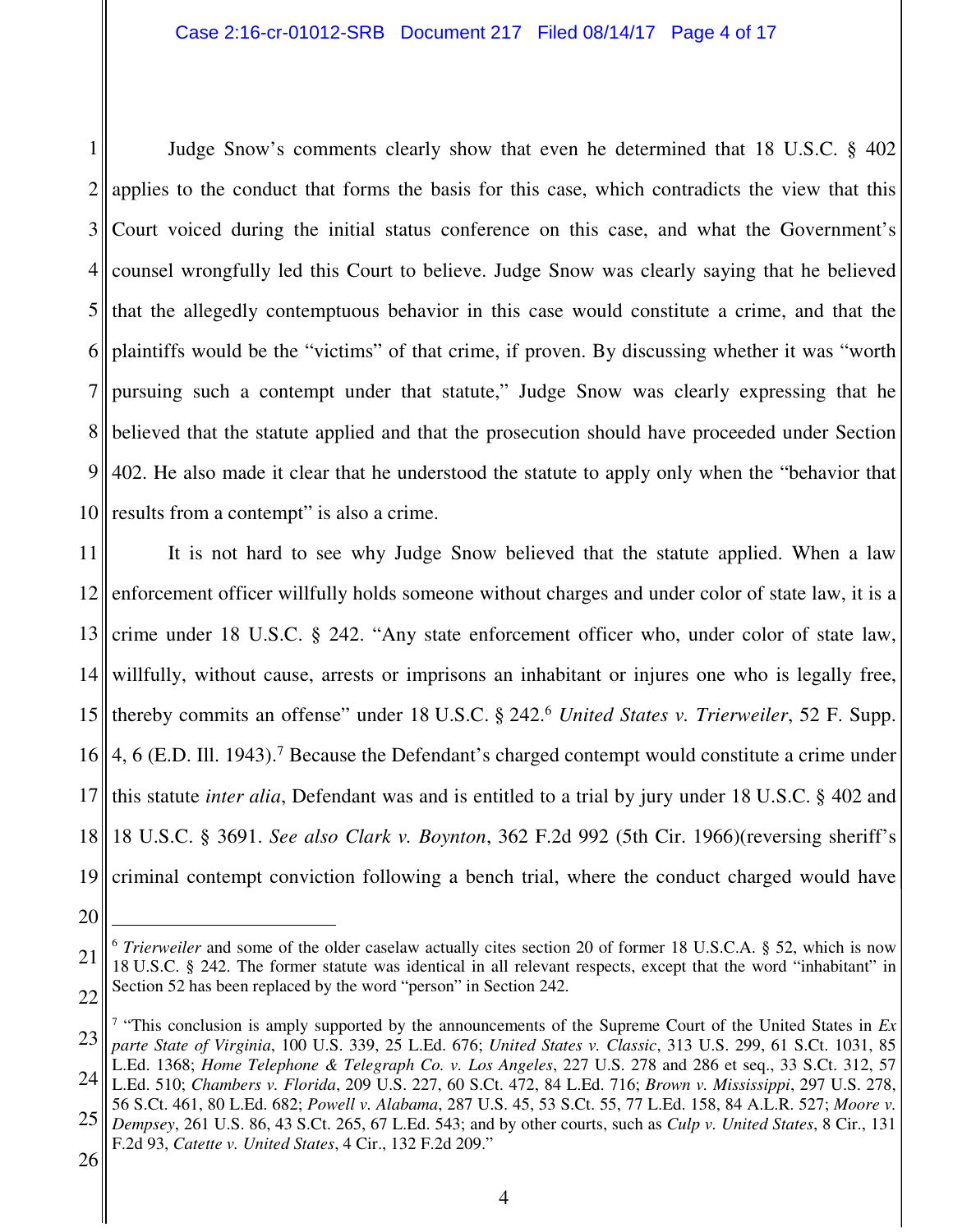Judge Snow's comments clearly show that even he determined that 18 U.S.C. § 402 applies to the conduct that forms the basis for this case, which contradicts the view that this Court voiced during the initial status conference on this case, and what the Government's counsel wrongfully led this Court to believe. Judge Snow was clearly saying that he believed that the allegedly contemptuous behavior in this case would constitute a crime, and that the plaintiffs would be the "victims" of that crime, if proven. By discussing whether it was "worth pursuing such a contempt under that statute," Judge Snow was clearly expressing that he believed that the statute applied and that the prosecution should have proceeded under Section 402. He also made it clear that he understood the statute to apply only when the "behavior that results from a contempt" is also a crime.

It is not hard to see why Judge Snow believed that the statute applied. When a law enforcement officer willfully holds someone without charges and under color of state law, it is a crime under 18 U.S.C. § 242. "Any state enforcement officer who, under color of state law, willfully, without cause, arrests or imprisons an inhabitant or injures one who is legally free, thereby commits an offense" under 18 U.S.C. § 242.[6] *United States v. Trierweiler*, 52 F. Supp. 4, 6 (E.D. Ill. 1943).[7] Because the Defendant's charged contempt would constitute a crime under this statute *inter alia*, Defendant was and is entitled to a trial by jury under 18 U.S.C. § 402 and 18 U.S.C. § 3691. *See also Clark v. Boynton*, 362 F.2d 992 (5th Cir. 1966)(reversing sheriff's criminal contempt conviction following a bench trial, where the conduct charged would have

---

[6] *Trierweiler* and some of the older caselaw actually cites section 20 of former 18 U.S.C.A. § 52, which is now 18 U.S.C. § 242. The former statute was identical in all relevant respects, except that the word "inhabitant" in Section 52 has been replaced by the word "person" in Section 242.

[7] "This conclusion is amply supported by the announcements of the Supreme Court of the United States in *Ex parte State of Virginia*, 100 U.S. 339, 25 L.Ed. 676; *United States v. Classic*, 313 U.S. 299, 61 S.Ct. 1031, 85 L.Ed. 1368; *Home Telephone & Telegraph Co. v. Los Angeles*, 227 U.S. 278 and 286 et seq., 33 S.Ct. 312, 57 L.Ed. 510; *Chambers v. Florida*, 209 U.S. 227, 60 S.Ct. 472, 84 L.Ed. 716; *Brown v. Mississippi*, 297 U.S. 278, 56 S.Ct. 461, 80 L.Ed. 682; *Powell v. Alabama*, 287 U.S. 45, 53 S.Ct. 55, 77 L.Ed. 158, 84 A.L.R. 527; *Moore v. Dempsey*, 261 U.S. 86, 43 S.Ct. 265, 67 L.Ed. 543; and by other courts, such as *Culp v. United States*, 8 Cir., 131 F.2d 93, *Catette v. United States*, 4 Cir., 132 F.2d 209."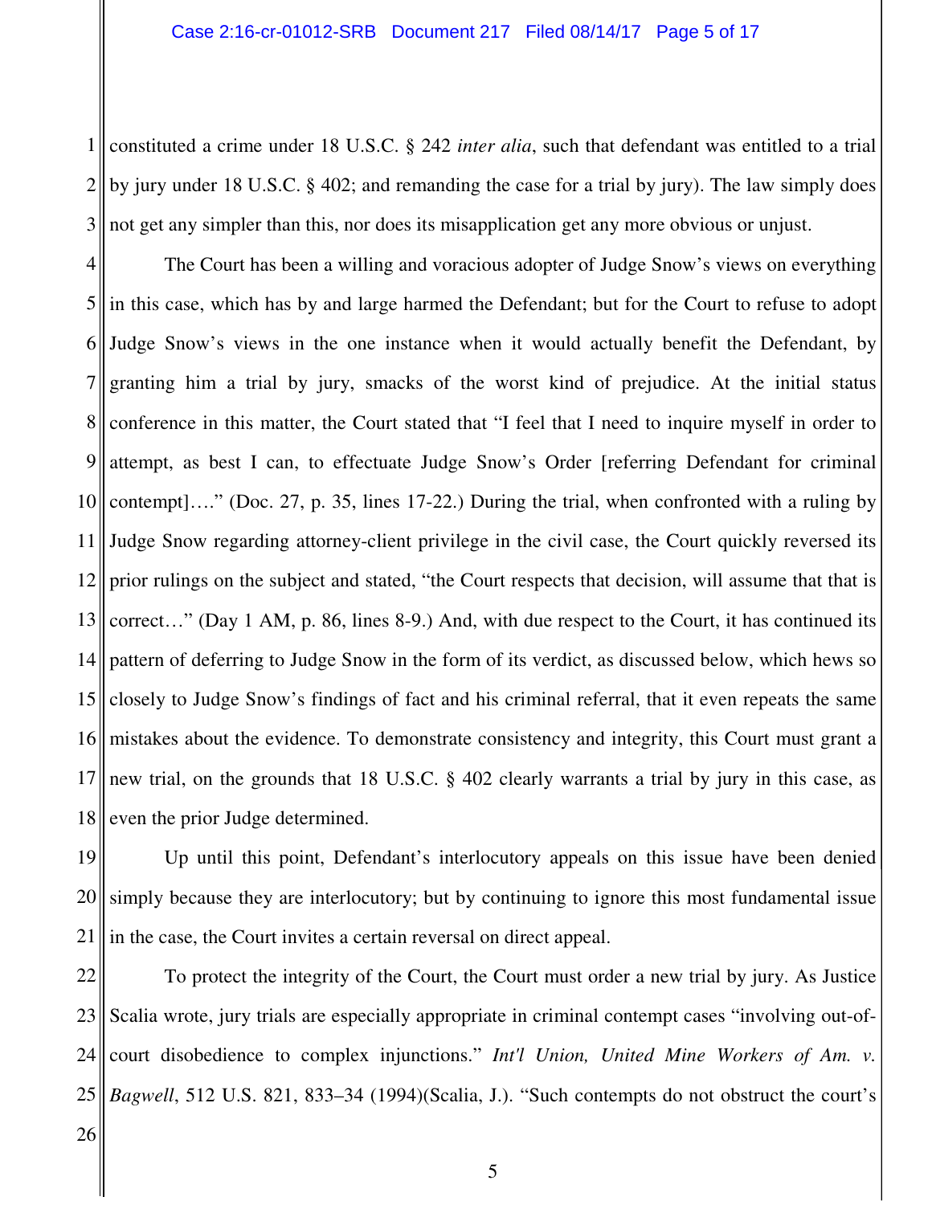constituted a crime under 18 U.S.C. § 242 *inter alia*, such that defendant was entitled to a trial by jury under 18 U.S.C. § 402; and remanding the case for a trial by jury). The law simply does not get any simpler than this, nor does its misapplication get any more obvious or unjust.

The Court has been a willing and voracious adopter of Judge Snow's views on everything in this case, which has by and large harmed the Defendant; but for the Court to refuse to adopt Judge Snow's views in the one instance when it would actually benefit the Defendant, by granting him a trial by jury, smacks of the worst kind of prejudice. At the initial status conference in this matter, the Court stated that "I feel that I need to inquire myself in order to attempt, as best I can, to effectuate Judge Snow's Order [referring Defendant for criminal contempt]…." (Doc. 27, p. 35, lines 17-22.) During the trial, when confronted with a ruling by Judge Snow regarding attorney-client privilege in the civil case, the Court quickly reversed its prior rulings on the subject and stated, "the Court respects that decision, will assume that that is correct…" (Day 1 AM, p. 86, lines 8-9.) And, with due respect to the Court, it has continued its pattern of deferring to Judge Snow in the form of its verdict, as discussed below, which hews so closely to Judge Snow's findings of fact and his criminal referral, that it even repeats the same mistakes about the evidence. To demonstrate consistency and integrity, this Court must grant a new trial, on the grounds that 18 U.S.C. § 402 clearly warrants a trial by jury in this case, as even the prior Judge determined.

Up until this point, Defendant's interlocutory appeals on this issue have been denied simply because they are interlocutory; but by continuing to ignore this most fundamental issue in the case, the Court invites a certain reversal on direct appeal.

To protect the integrity of the Court, the Court must order a new trial by jury. As Justice Scalia wrote, jury trials are especially appropriate in criminal contempt cases "involving out-of-court disobedience to complex injunctions." *Int'l Union, United Mine Workers of Am. v. Bagwell*, 512 U.S. 821, 833–34 (1994)(Scalia, J.). "Such contempts do not obstruct the court's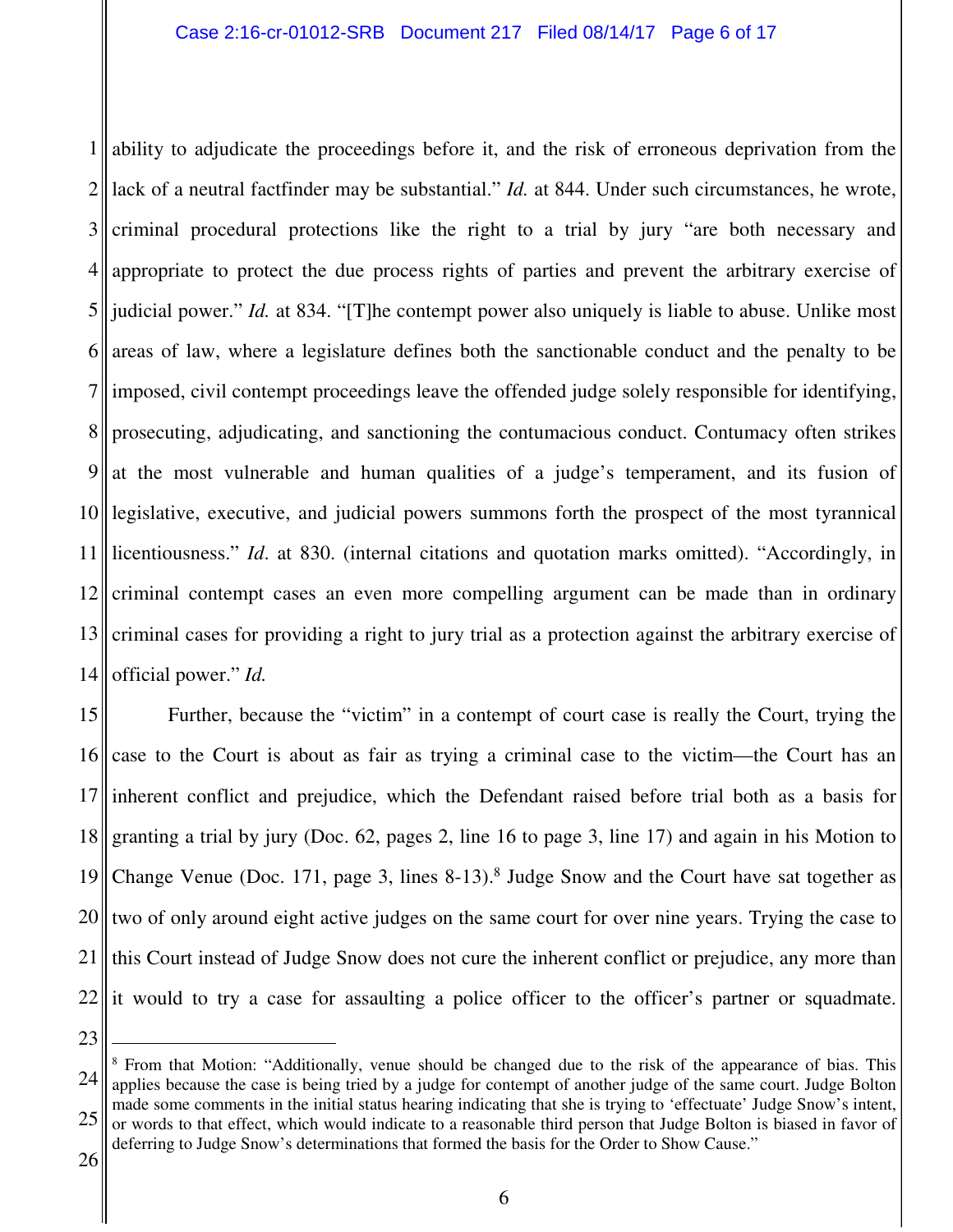ability to adjudicate the proceedings before it, and the risk of erroneous deprivation from the lack of a neutral factfinder may be substantial." *Id.* at 844. Under such circumstances, he wrote, criminal procedural protections like the right to a trial by jury "are both necessary and appropriate to protect the due process rights of parties and prevent the arbitrary exercise of judicial power." *Id.* at 834. "[T]he contempt power also uniquely is liable to abuse. Unlike most areas of law, where a legislature defines both the sanctionable conduct and the penalty to be imposed, civil contempt proceedings leave the offended judge solely responsible for identifying, prosecuting, adjudicating, and sanctioning the contumacious conduct. Contumacy often strikes at the most vulnerable and human qualities of a judge's temperament, and its fusion of legislative, executive, and judicial powers summons forth the prospect of the most tyrannical licentiousness." *Id*. at 830. (internal citations and quotation marks omitted). "Accordingly, in criminal contempt cases an even more compelling argument can be made than in ordinary criminal cases for providing a right to jury trial as a protection against the arbitrary exercise of official power." *Id.*

Further, because the "victim" in a contempt of court case is really the Court, trying the case to the Court is about as fair as trying a criminal case to the victim—the Court has an inherent conflict and prejudice, which the Defendant raised before trial both as a basis for granting a trial by jury (Doc. 62, pages 2, line 16 to page 3, line 17) and again in his Motion to Change Venue (Doc. 171, page 3, lines 8-13).[8] Judge Snow and the Court have sat together as two of only around eight active judges on the same court for over nine years. Trying the case to this Court instead of Judge Snow does not cure the inherent conflict or prejudice, any more than it would to try a case for assaulting a police officer to the officer's partner or squadmate.

[8] From that Motion: "Additionally, venue should be changed due to the risk of the appearance of bias. This applies because the case is being tried by a judge for contempt of another judge of the same court. Judge Bolton made some comments in the initial status hearing indicating that she is trying to 'effectuate' Judge Snow's intent, or words to that effect, which would indicate to a reasonable third person that Judge Bolton is biased in favor of deferring to Judge Snow's determinations that formed the basis for the Order to Show Cause."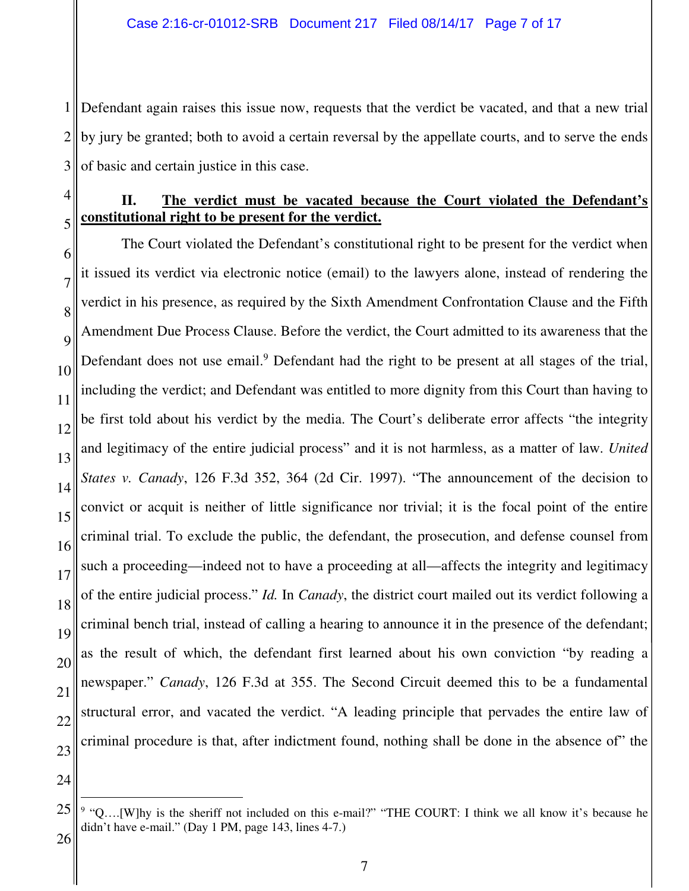Defendant again raises this issue now, requests that the verdict be vacated, and that a new trial by jury be granted; both to avoid a certain reversal by the appellate courts, and to serve the ends of basic and certain justice in this case.

## II. <u>The verdict must be vacated because the Court violated the Defendant's constitutional right to be present for the verdict.</u>

The Court violated the Defendant's constitutional right to be present for the verdict when it issued its verdict via electronic notice (email) to the lawyers alone, instead of rendering the verdict in his presence, as required by the Sixth Amendment Confrontation Clause and the Fifth Amendment Due Process Clause. Before the verdict, the Court admitted to its awareness that the Defendant does not use email.[9] Defendant had the right to be present at all stages of the trial, including the verdict; and Defendant was entitled to more dignity from this Court than having to be first told about his verdict by the media. The Court's deliberate error affects "the integrity and legitimacy of the entire judicial process" and it is not harmless, as a matter of law. *United States v. Canady*, 126 F.3d 352, 364 (2d Cir. 1997). "The announcement of the decision to convict or acquit is neither of little significance nor trivial; it is the focal point of the entire criminal trial. To exclude the public, the defendant, the prosecution, and defense counsel from such a proceeding—indeed not to have a proceeding at all—affects the integrity and legitimacy of the entire judicial process." *Id.* In *Canady*, the district court mailed out its verdict following a criminal bench trial, instead of calling a hearing to announce it in the presence of the defendant; as the result of which, the defendant first learned about his own conviction "by reading a newspaper." *Canady*, 126 F.3d at 355. The Second Circuit deemed this to be a fundamental structural error, and vacated the verdict. "A leading principle that pervades the entire law of criminal procedure is that, after indictment found, nothing shall be done in the absence of" the

[9] "Q….[W]hy is the sheriff not included on this e-mail?" "THE COURT: I think we all know it's because he didn't have e-mail." (Day 1 PM, page 143, lines 4-7.)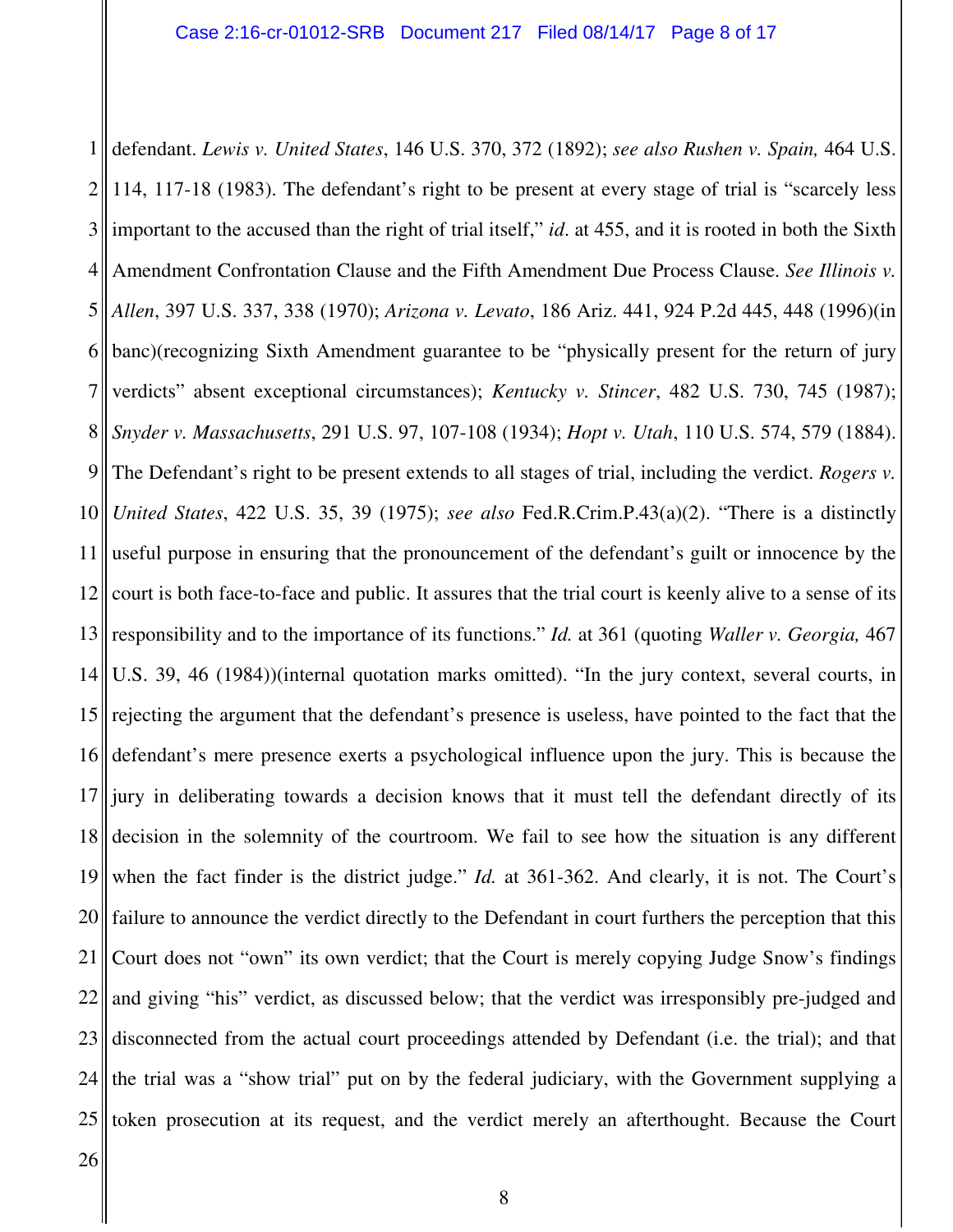defendant. *Lewis v. United States*, 146 U.S. 370, 372 (1892); *see also Rushen v. Spain,* 464 U.S. 114, 117-18 (1983). The defendant's right to be present at every stage of trial is "scarcely less important to the accused than the right of trial itself," *id*. at 455, and it is rooted in both the Sixth Amendment Confrontation Clause and the Fifth Amendment Due Process Clause. *See Illinois v. Allen*, 397 U.S. 337, 338 (1970); *Arizona v. Levato*, 186 Ariz. 441, 924 P.2d 445, 448 (1996)(in banc)(recognizing Sixth Amendment guarantee to be "physically present for the return of jury verdicts" absent exceptional circumstances); *Kentucky v. Stincer*, 482 U.S. 730, 745 (1987); *Snyder v. Massachusetts*, 291 U.S. 97, 107-108 (1934); *Hopt v. Utah*, 110 U.S. 574, 579 (1884). The Defendant's right to be present extends to all stages of trial, including the verdict. *Rogers v. United States*, 422 U.S. 35, 39 (1975); *see also* Fed.R.Crim.P.43(a)(2). "There is a distinctly useful purpose in ensuring that the pronouncement of the defendant's guilt or innocence by the court is both face-to-face and public. It assures that the trial court is keenly alive to a sense of its responsibility and to the importance of its functions." *Id.* at 361 (quoting *Waller v. Georgia,* 467 U.S. 39, 46 (1984))(internal quotation marks omitted). "In the jury context, several courts, in rejecting the argument that the defendant's presence is useless, have pointed to the fact that the defendant's mere presence exerts a psychological influence upon the jury. This is because the jury in deliberating towards a decision knows that it must tell the defendant directly of its decision in the solemnity of the courtroom. We fail to see how the situation is any different when the fact finder is the district judge." *Id.* at 361-362. And clearly, it is not. The Court's failure to announce the verdict directly to the Defendant in court furthers the perception that this Court does not "own" its own verdict; that the Court is merely copying Judge Snow's findings and giving "his" verdict, as discussed below; that the verdict was irresponsibly pre-judged and disconnected from the actual court proceedings attended by Defendant (i.e. the trial); and that the trial was a "show trial" put on by the federal judiciary, with the Government supplying a token prosecution at its request, and the verdict merely an afterthought. Because the Court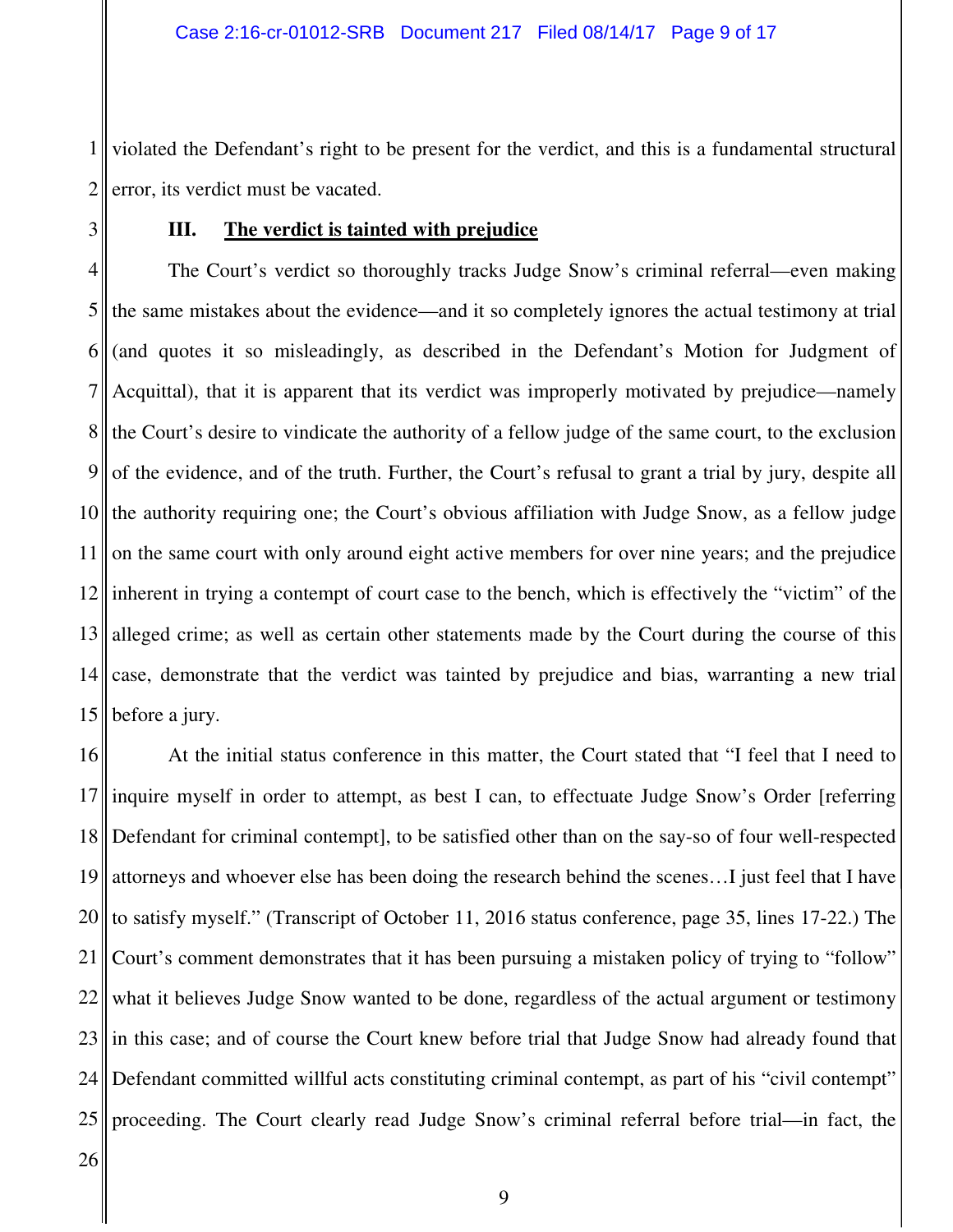violated the Defendant's right to be present for the verdict, and this is a fundamental structural error, its verdict must be vacated.

### III. <u>The verdict is tainted with prejudice</u>

The Court's verdict so thoroughly tracks Judge Snow's criminal referral—even making the same mistakes about the evidence—and it so completely ignores the actual testimony at trial (and quotes it so misleadingly, as described in the Defendant's Motion for Judgment of Acquittal), that it is apparent that its verdict was improperly motivated by prejudice—namely the Court's desire to vindicate the authority of a fellow judge of the same court, to the exclusion of the evidence, and of the truth. Further, the Court's refusal to grant a trial by jury, despite all the authority requiring one; the Court's obvious affiliation with Judge Snow, as a fellow judge on the same court with only around eight active members for over nine years; and the prejudice inherent in trying a contempt of court case to the bench, which is effectively the "victim" of the alleged crime; as well as certain other statements made by the Court during the course of this case, demonstrate that the verdict was tainted by prejudice and bias, warranting a new trial before a jury.

At the initial status conference in this matter, the Court stated that "I feel that I need to inquire myself in order to attempt, as best I can, to effectuate Judge Snow's Order [referring Defendant for criminal contempt], to be satisfied other than on the say-so of four well-respected attorneys and whoever else has been doing the research behind the scenes…I just feel that I have to satisfy myself." (Transcript of October 11, 2016 status conference, page 35, lines 17-22.) The Court's comment demonstrates that it has been pursuing a mistaken policy of trying to "follow" what it believes Judge Snow wanted to be done, regardless of the actual argument or testimony in this case; and of course the Court knew before trial that Judge Snow had already found that Defendant committed willful acts constituting criminal contempt, as part of his "civil contempt" proceeding. The Court clearly read Judge Snow's criminal referral before trial—in fact, the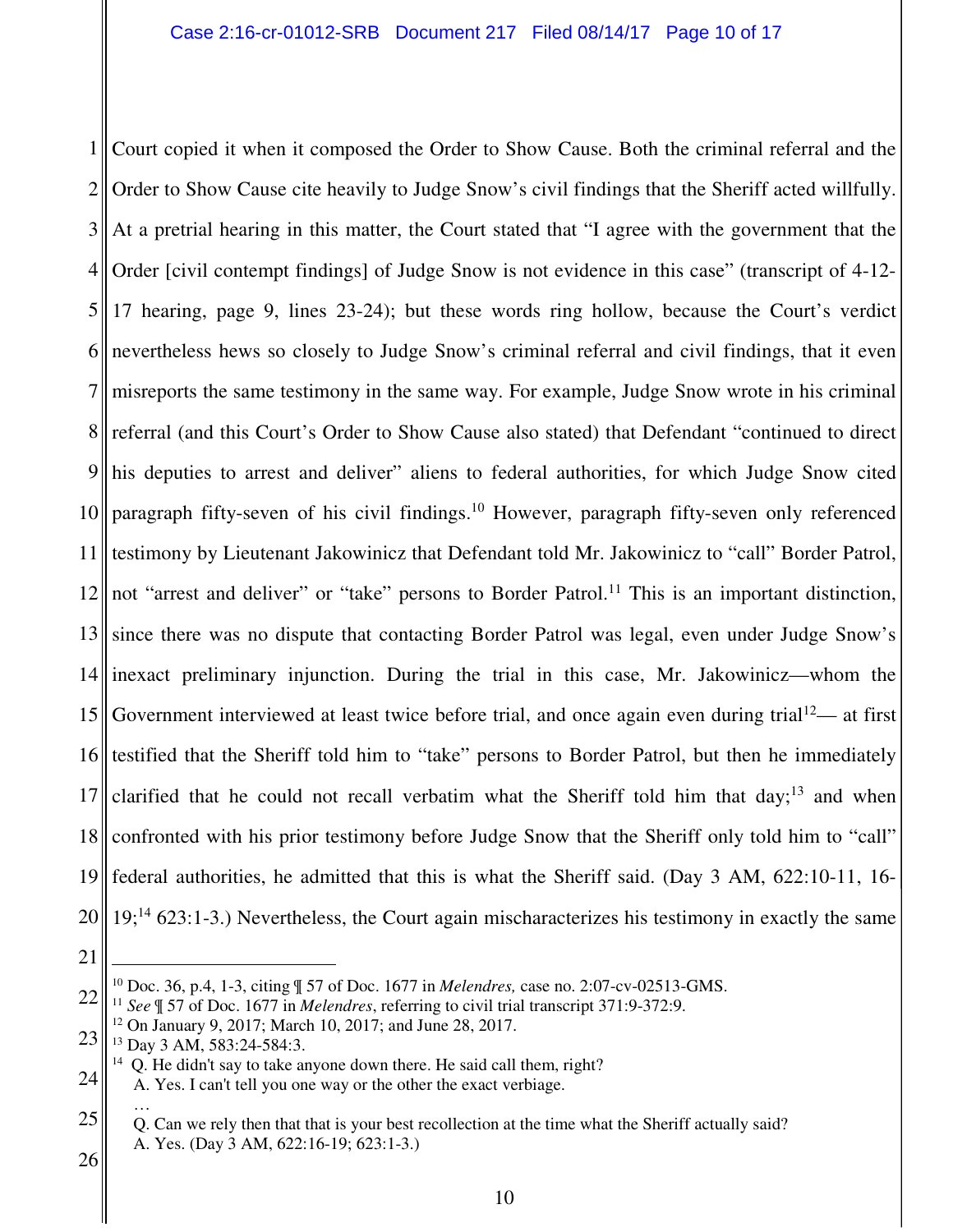Court copied it when it composed the Order to Show Cause. Both the criminal referral and the Order to Show Cause cite heavily to Judge Snow's civil findings that the Sheriff acted willfully. At a pretrial hearing in this matter, the Court stated that "I agree with the government that the Order [civil contempt findings] of Judge Snow is not evidence in this case" (transcript of 4-12-17 hearing, page 9, lines 23-24); but these words ring hollow, because the Court's verdict nevertheless hews so closely to Judge Snow's criminal referral and civil findings, that it even misreports the same testimony in the same way. For example, Judge Snow wrote in his criminal referral (and this Court's Order to Show Cause also stated) that Defendant "continued to direct his deputies to arrest and deliver" aliens to federal authorities, for which Judge Snow cited paragraph fifty-seven of his civil findings.[10] However, paragraph fifty-seven only referenced testimony by Lieutenant Jakowinicz that Defendant told Mr. Jakowinicz to "call" Border Patrol, not "arrest and deliver" or "take" persons to Border Patrol.[11] This is an important distinction, since there was no dispute that contacting Border Patrol was legal, even under Judge Snow's inexact preliminary injunction. During the trial in this case, Mr. Jakowinicz—whom the Government interviewed at least twice before trial, and once again even during trial[12]— at first testified that the Sheriff told him to "take" persons to Border Patrol, but then he immediately clarified that he could not recall verbatim what the Sheriff told him that day;[13] and when confronted with his prior testimony before Judge Snow that the Sheriff only told him to "call" federal authorities, he admitted that this is what the Sheriff said. (Day 3 AM, 622:10-11, 16-19;[14] 623:1-3.) Nevertheless, the Court again mischaracterizes his testimony in exactly the same

---

[10] Doc. 36, p.4, 1-3, citing ¶ 57 of Doc. 1677 in *Melendres,* case no. 2:07-cv-02513-GMS.

[11] *See* ¶ 57 of Doc. 1677 in *Melendres*, referring to civil trial transcript 371:9-372:9.

[12] On January 9, 2017; March 10, 2017; and June 28, 2017.

[13] Day 3 AM, 583:24-584:3.

[14] Q. He didn't say to take anyone down there. He said call them, right?
A. Yes. I can't tell you one way or the other the exact verbiage.
…
Q. Can we rely then that that is your best recollection at the time what the Sheriff actually said?
A. Yes. (Day 3 AM, 622:16-19; 623:1-3.)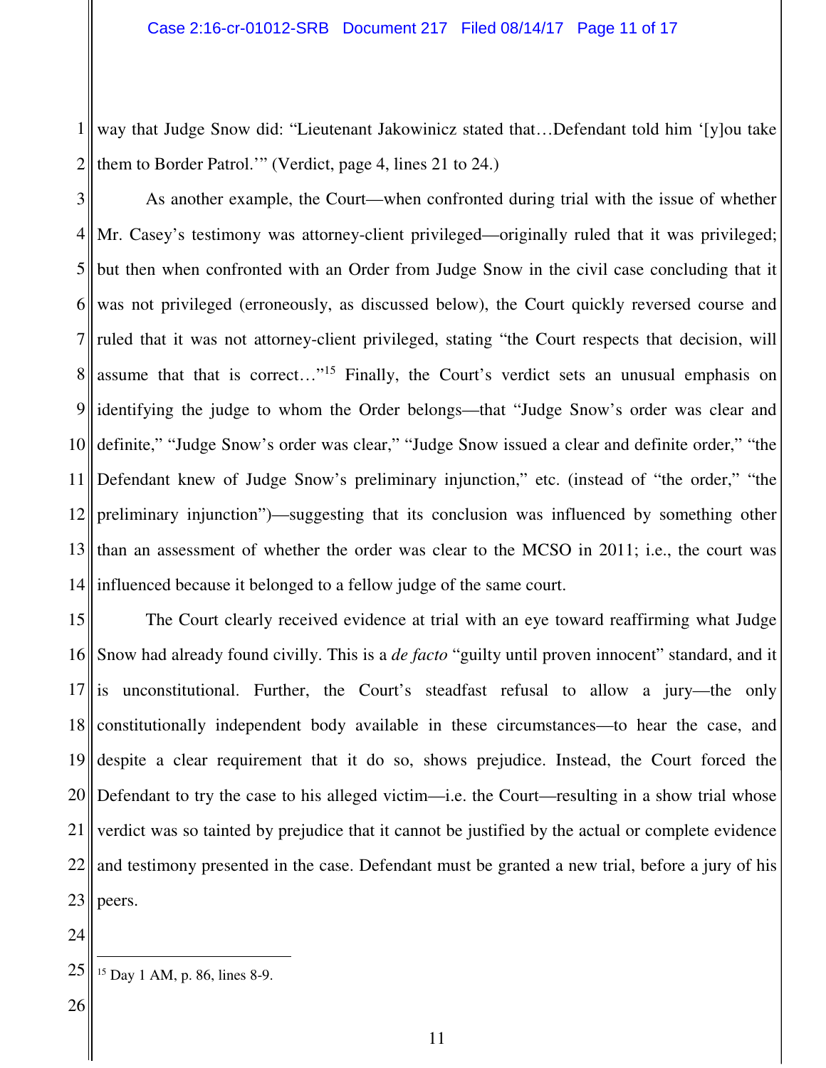way that Judge Snow did: "Lieutenant Jakowinicz stated that…Defendant told him '[y]ou take them to Border Patrol.'" (Verdict, page 4, lines 21 to 24.)

As another example, the Court—when confronted during trial with the issue of whether Mr. Casey's testimony was attorney-client privileged—originally ruled that it was privileged; but then when confronted with an Order from Judge Snow in the civil case concluding that it was not privileged (erroneously, as discussed below), the Court quickly reversed course and ruled that it was not attorney-client privileged, stating "the Court respects that decision, will assume that that is correct…"[15] Finally, the Court's verdict sets an unusual emphasis on identifying the judge to whom the Order belongs—that "Judge Snow's order was clear and definite," "Judge Snow's order was clear," "Judge Snow issued a clear and definite order," "the Defendant knew of Judge Snow's preliminary injunction," etc. (instead of "the order," "the preliminary injunction")—suggesting that its conclusion was influenced by something other than an assessment of whether the order was clear to the MCSO in 2011; i.e., the court was influenced because it belonged to a fellow judge of the same court.

The Court clearly received evidence at trial with an eye toward reaffirming what Judge Snow had already found civilly. This is a *de facto* "guilty until proven innocent" standard, and it is unconstitutional. Further, the Court's steadfast refusal to allow a jury—the only constitutionally independent body available in these circumstances—to hear the case, and despite a clear requirement that it do so, shows prejudice. Instead, the Court forced the Defendant to try the case to his alleged victim—i.e. the Court—resulting in a show trial whose verdict was so tainted by prejudice that it cannot be justified by the actual or complete evidence and testimony presented in the case. Defendant must be granted a new trial, before a jury of his peers.

---

[15] Day 1 AM, p. 86, lines 8-9.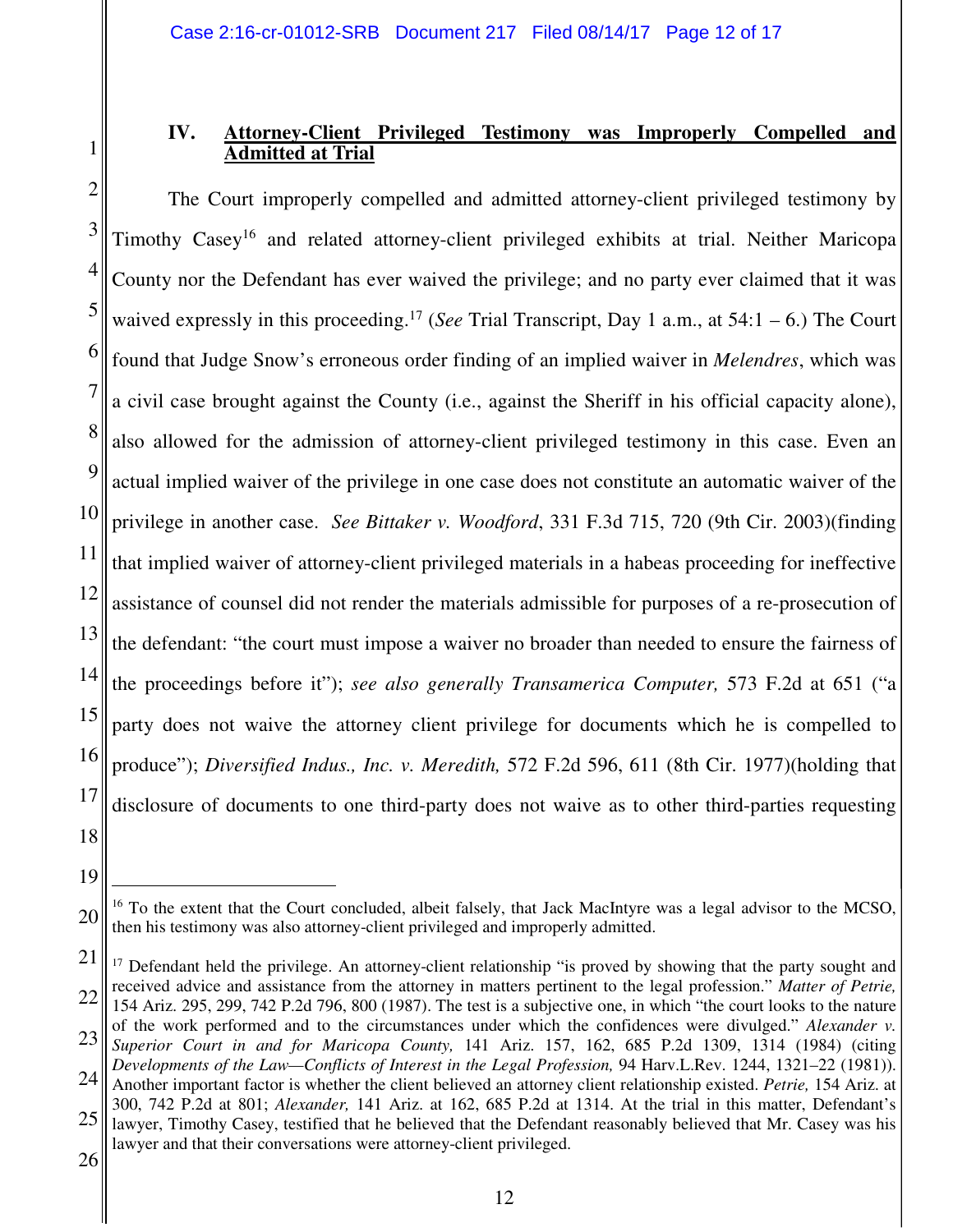## IV. Attorney-Client Privileged Testimony was Improperly Compelled and Admitted at Trial

The Court improperly compelled and admitted attorney-client privileged testimony by Timothy Casey[16] and related attorney-client privileged exhibits at trial. Neither Maricopa County nor the Defendant has ever waived the privilege; and no party ever claimed that it was waived expressly in this proceeding.[17] (*See* Trial Transcript, Day 1 a.m., at 54:1 – 6.) The Court found that Judge Snow's erroneous order finding of an implied waiver in *Melendres*, which was a civil case brought against the County (i.e., against the Sheriff in his official capacity alone), also allowed for the admission of attorney-client privileged testimony in this case. Even an actual implied waiver of the privilege in one case does not constitute an automatic waiver of the privilege in another case. *See Bittaker v. Woodford*, 331 F.3d 715, 720 (9th Cir. 2003)(finding that implied waiver of attorney-client privileged materials in a habeas proceeding for ineffective assistance of counsel did not render the materials admissible for purposes of a re-prosecution of the defendant: "the court must impose a waiver no broader than needed to ensure the fairness of the proceedings before it"); *see also generally Transamerica Computer,* 573 F.2d at 651 ("a party does not waive the attorney client privilege for documents which he is compelled to produce"); *Diversified Indus., Inc. v. Meredith,* 572 F.2d 596, 611 (8th Cir. 1977)(holding that disclosure of documents to one third-party does not waive as to other third-parties requesting

---

[16] To the extent that the Court concluded, albeit falsely, that Jack MacIntyre was a legal advisor to the MCSO, then his testimony was also attorney-client privileged and improperly admitted.

[17] Defendant held the privilege. An attorney-client relationship "is proved by showing that the party sought and received advice and assistance from the attorney in matters pertinent to the legal profession." *Matter of Petrie,* 154 Ariz. 295, 299, 742 P.2d 796, 800 (1987). The test is a subjective one, in which "the court looks to the nature of the work performed and to the circumstances under which the confidences were divulged." *Alexander v. Superior Court in and for Maricopa County,* 141 Ariz. 157, 162, 685 P.2d 1309, 1314 (1984) (citing *Developments of the Law—Conflicts of Interest in the Legal Profession,* 94 Harv.L.Rev. 1244, 1321–22 (1981)). Another important factor is whether the client believed an attorney client relationship existed. *Petrie,* 154 Ariz. at 300, 742 P.2d at 801; *Alexander,* 141 Ariz. at 162, 685 P.2d at 1314. At the trial in this matter, Defendant's lawyer, Timothy Casey, testified that he believed that the Defendant reasonably believed that Mr. Casey was his lawyer and that their conversations were attorney-client privileged.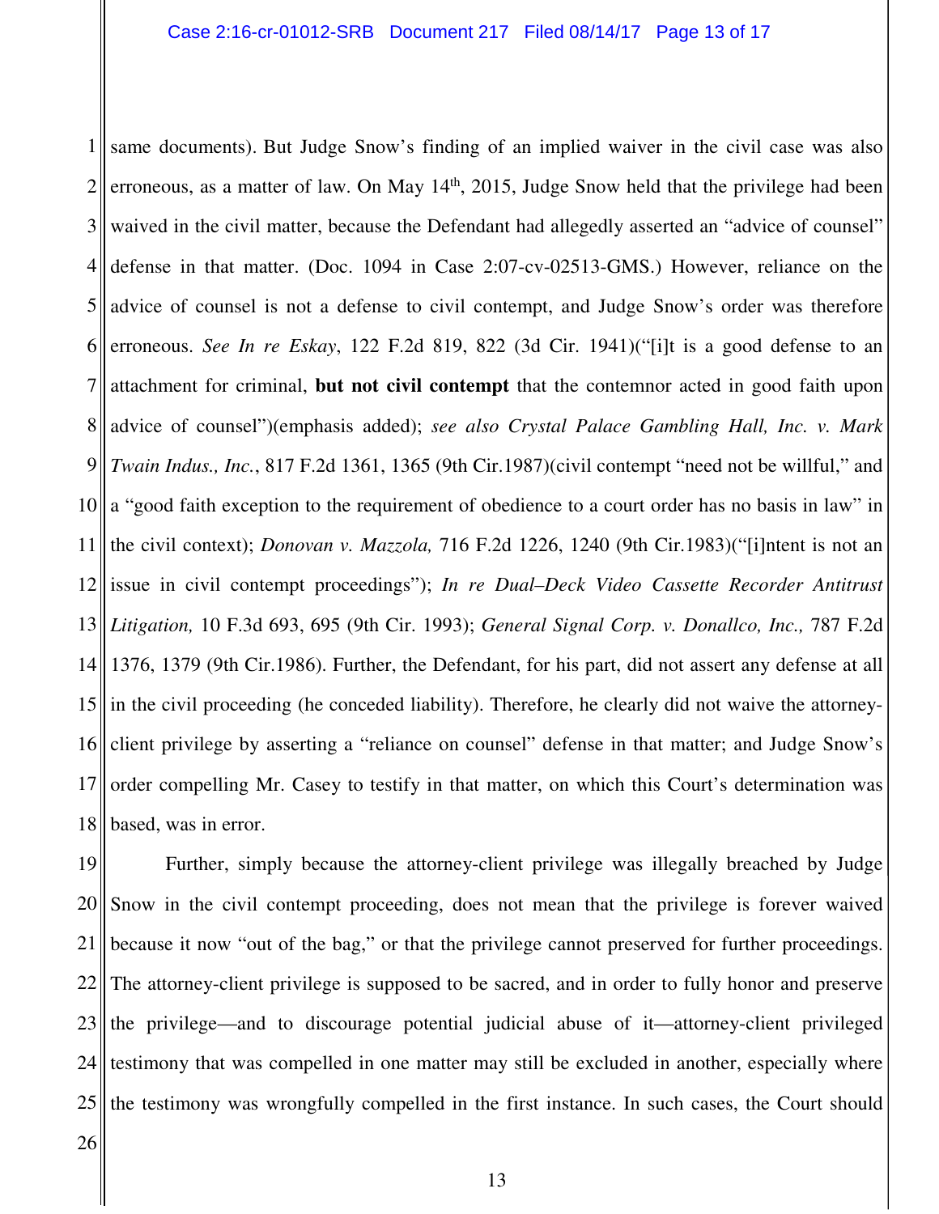same documents). But Judge Snow's finding of an implied waiver in the civil case was also erroneous, as a matter of law. On May 14th, 2015, Judge Snow held that the privilege had been waived in the civil matter, because the Defendant had allegedly asserted an "advice of counsel" defense in that matter. (Doc. 1094 in Case 2:07-cv-02513-GMS.) However, reliance on the advice of counsel is not a defense to civil contempt, and Judge Snow's order was therefore erroneous. *See In re Eskay*, 122 F.2d 819, 822 (3d Cir. 1941)("[i]t is a good defense to an attachment for criminal, **but not civil contempt** that the contemnor acted in good faith upon advice of counsel")(emphasis added); *see also Crystal Palace Gambling Hall, Inc. v. Mark Twain Indus., Inc.*, 817 F.2d 1361, 1365 (9th Cir.1987)(civil contempt "need not be willful," and a "good faith exception to the requirement of obedience to a court order has no basis in law" in the civil context); *Donovan v. Mazzola,* 716 F.2d 1226, 1240 (9th Cir.1983)("[i]ntent is not an issue in civil contempt proceedings"); *In re Dual–Deck Video Cassette Recorder Antitrust Litigation,* 10 F.3d 693, 695 (9th Cir. 1993); *General Signal Corp. v. Donallco, Inc.,* 787 F.2d 1376, 1379 (9th Cir.1986). Further, the Defendant, for his part, did not assert any defense at all in the civil proceeding (he conceded liability). Therefore, he clearly did not waive the attorney-client privilege by asserting a "reliance on counsel" defense in that matter; and Judge Snow's order compelling Mr. Casey to testify in that matter, on which this Court's determination was based, was in error.

Further, simply because the attorney-client privilege was illegally breached by Judge Snow in the civil contempt proceeding, does not mean that the privilege is forever waived because it now "out of the bag," or that the privilege cannot preserved for further proceedings. The attorney-client privilege is supposed to be sacred, and in order to fully honor and preserve the privilege—and to discourage potential judicial abuse of it—attorney-client privileged testimony that was compelled in one matter may still be excluded in another, especially where the testimony was wrongfully compelled in the first instance. In such cases, the Court should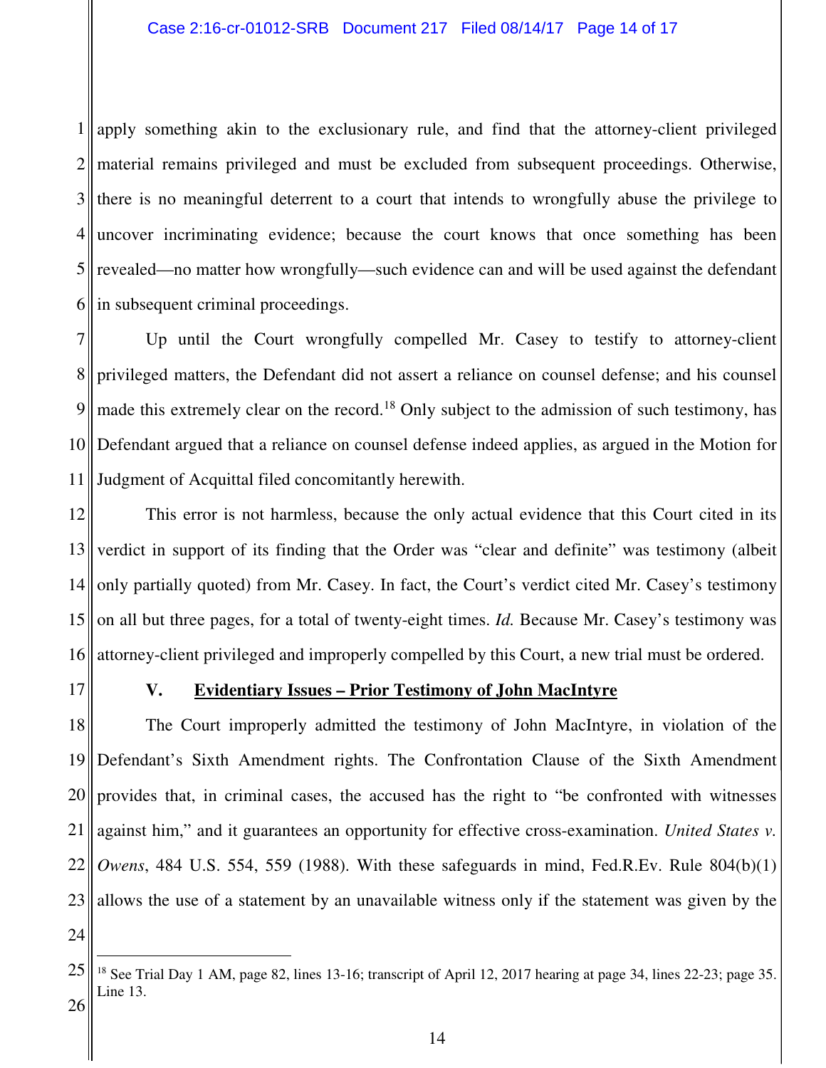apply something akin to the exclusionary rule, and find that the attorney-client privileged material remains privileged and must be excluded from subsequent proceedings. Otherwise, there is no meaningful deterrent to a court that intends to wrongfully abuse the privilege to uncover incriminating evidence; because the court knows that once something has been revealed—no matter how wrongfully—such evidence can and will be used against the defendant in subsequent criminal proceedings.

Up until the Court wrongfully compelled Mr. Casey to testify to attorney-client privileged matters, the Defendant did not assert a reliance on counsel defense; and his counsel made this extremely clear on the record.[18] Only subject to the admission of such testimony, has Defendant argued that a reliance on counsel defense indeed applies, as argued in the Motion for Judgment of Acquittal filed concomitantly herewith.

This error is not harmless, because the only actual evidence that this Court cited in its verdict in support of its finding that the Order was "clear and definite" was testimony (albeit only partially quoted) from Mr. Casey. In fact, the Court's verdict cited Mr. Casey's testimony on all but three pages, for a total of twenty-eight times. *Id.* Because Mr. Casey's testimony was attorney-client privileged and improperly compelled by this Court, a new trial must be ordered.

## V. Evidentiary Issues – Prior Testimony of John MacIntyre

The Court improperly admitted the testimony of John MacIntyre, in violation of the Defendant's Sixth Amendment rights. The Confrontation Clause of the Sixth Amendment provides that, in criminal cases, the accused has the right to "be confronted with witnesses against him," and it guarantees an opportunity for effective cross-examination. *United States v. Owens*, 484 U.S. 554, 559 (1988). With these safeguards in mind, Fed.R.Ev. Rule 804(b)(1) allows the use of a statement by an unavailable witness only if the statement was given by the

---

[18] See Trial Day 1 AM, page 82, lines 13-16; transcript of April 12, 2017 hearing at page 34, lines 22-23; page 35. Line 13.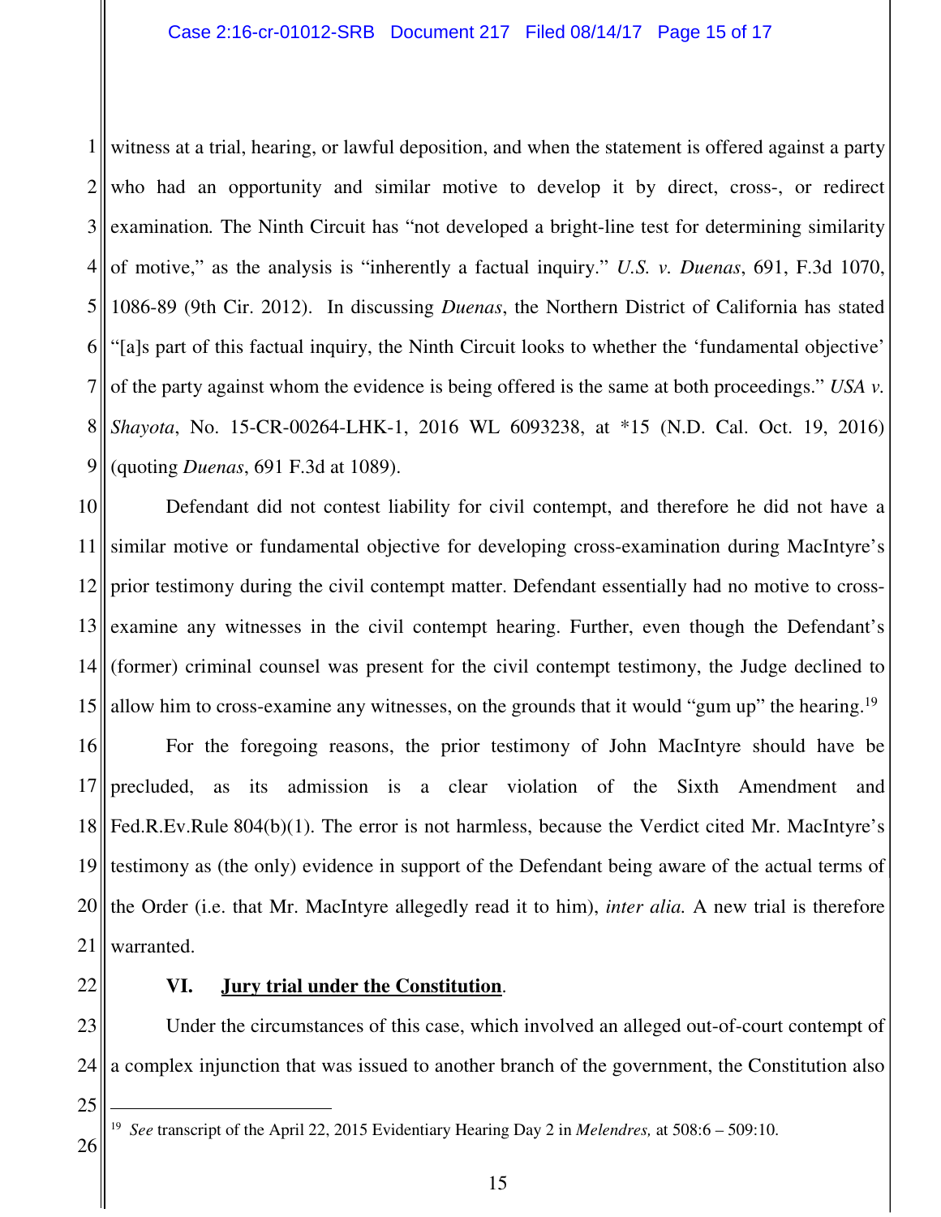witness at a trial, hearing, or lawful deposition, and when the statement is offered against a party who had an opportunity and similar motive to develop it by direct, cross-, or redirect examination. The Ninth Circuit has "not developed a bright-line test for determining similarity of motive," as the analysis is "inherently a factual inquiry." *U.S. v. Duenas*, 691, F.3d 1070, 1086-89 (9th Cir. 2012). In discussing *Duenas*, the Northern District of California has stated "[a]s part of this factual inquiry, the Ninth Circuit looks to whether the 'fundamental objective' of the party against whom the evidence is being offered is the same at both proceedings." *USA v. Shayota*, No. 15-CR-00264-LHK-1, 2016 WL 6093238, at *15 (N.D. Cal. Oct. 19, 2016) (quoting *Duenas*, 691 F.3d at 1089).

Defendant did not contest liability for civil contempt, and therefore he did not have a similar motive or fundamental objective for developing cross-examination during MacIntyre's prior testimony during the civil contempt matter. Defendant essentially had no motive to cross-examine any witnesses in the civil contempt hearing. Further, even though the Defendant's (former) criminal counsel was present for the civil contempt testimony, the Judge declined to allow him to cross-examine any witnesses, on the grounds that it would "gum up" the hearing.[19]

For the foregoing reasons, the prior testimony of John MacIntyre should have be precluded, as its admission is a clear violation of the Sixth Amendment and Fed.R.Ev.Rule 804(b)(1). The error is not harmless, because the Verdict cited Mr. MacIntyre's testimony as (the only) evidence in support of the Defendant being aware of the actual terms of the Order (i.e. that Mr. MacIntyre allegedly read it to him), *inter alia.* A new trial is therefore warranted.

## VI. <u>Jury trial under the Constitution</u>.

Under the circumstances of this case, which involved an alleged out-of-court contempt of a complex injunction that was issued to another branch of the government, the Constitution also

---

[19] *See* transcript of the April 22, 2015 Evidentiary Hearing Day 2 in *Melendres,* at 508:6 – 509:10.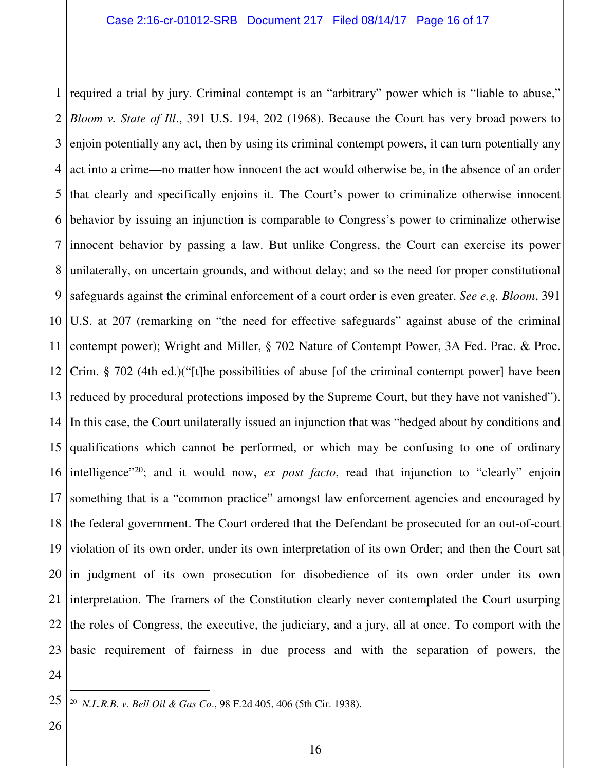required a trial by jury. Criminal contempt is an "arbitrary" power which is "liable to abuse," *Bloom v. State of Ill*., 391 U.S. 194, 202 (1968). Because the Court has very broad powers to enjoin potentially any act, then by using its criminal contempt powers, it can turn potentially any act into a crime—no matter how innocent the act would otherwise be, in the absence of an order that clearly and specifically enjoins it. The Court's power to criminalize otherwise innocent behavior by issuing an injunction is comparable to Congress's power to criminalize otherwise innocent behavior by passing a law. But unlike Congress, the Court can exercise its power unilaterally, on uncertain grounds, and without delay; and so the need for proper constitutional safeguards against the criminal enforcement of a court order is even greater. *See e.g. Bloom*, 391 U.S. at 207 (remarking on "the need for effective safeguards" against abuse of the criminal contempt power); Wright and Miller, § 702 Nature of Contempt Power, 3A Fed. Prac. & Proc. Crim. § 702 (4th ed.)("[t]he possibilities of abuse [of the criminal contempt power] have been reduced by procedural protections imposed by the Supreme Court, but they have not vanished"). In this case, the Court unilaterally issued an injunction that was "hedged about by conditions and qualifications which cannot be performed, or which may be confusing to one of ordinary intelligence"[20]; and it would now, *ex post facto*, read that injunction to "clearly" enjoin something that is a "common practice" amongst law enforcement agencies and encouraged by the federal government. The Court ordered that the Defendant be prosecuted for an out-of-court violation of its own order, under its own interpretation of its own Order; and then the Court sat in judgment of its own prosecution for disobedience of its own order under its own interpretation. The framers of the Constitution clearly never contemplated the Court usurping the roles of Congress, the executive, the judiciary, and a jury, all at once. To comport with the basic requirement of fairness in due process and with the separation of powers, the

---

[20] *N.L.R.B. v. Bell Oil & Gas Co*., 98 F.2d 405, 406 (5th Cir. 1938).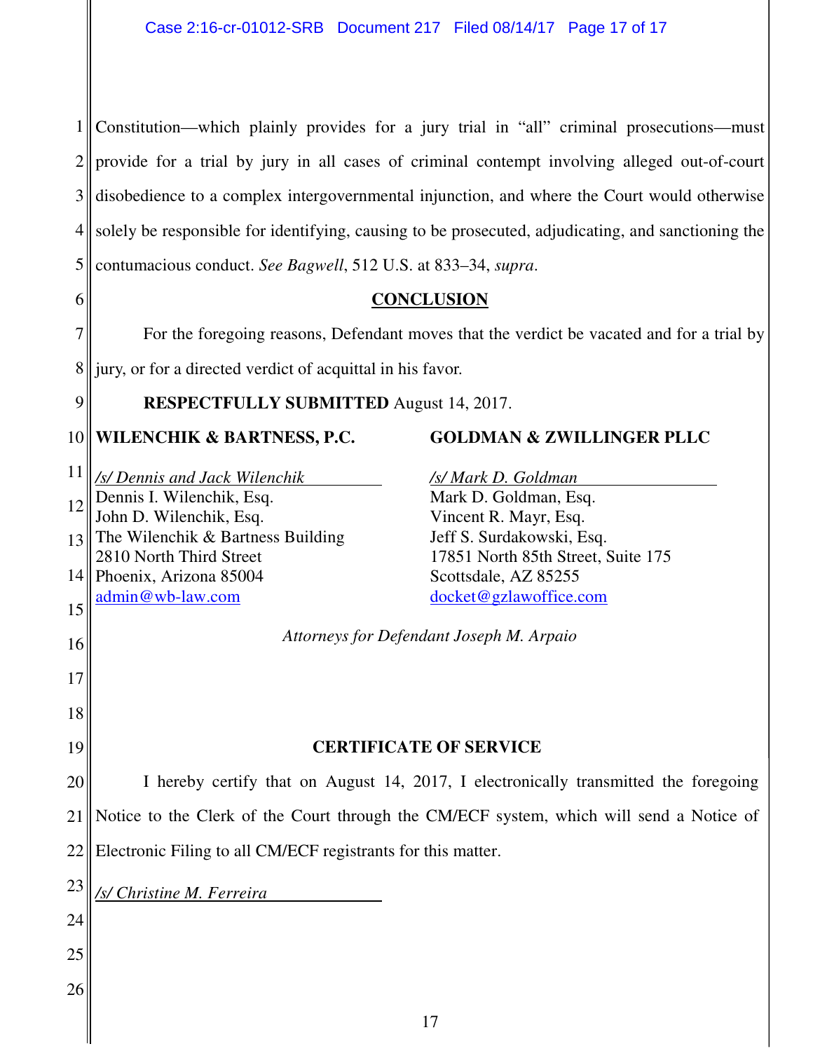Constitution—which plainly provides for a jury trial in "all" criminal prosecutions—must provide for a trial by jury in all cases of criminal contempt involving alleged out-of-court disobedience to a complex intergovernmental injunction, and where the Court would otherwise solely be responsible for identifying, causing to be prosecuted, adjudicating, and sanctioning the contumacious conduct. *See Bagwell*, 512 U.S. at 833–34, *supra*.

## CONCLUSION

For the foregoing reasons, Defendant moves that the verdict be vacated and for a trial by jury, or for a directed verdict of acquittal in his favor.

**RESPECTFULLY SUBMITTED** August 14, 2017.

**WILENCHIK & BARTNESS, P.C.**

*/s/ Dennis and Jack Wilenchik*
Dennis I. Wilenchik, Esq.
John D. Wilenchik, Esq.
The Wilenchik & Bartness Building
2810 North Third Street
Phoenix, Arizona 85004
admin@wb-law.com

**GOLDMAN & ZWILLINGER PLLC**

*/s/ Mark D. Goldman*
Mark D. Goldman, Esq.
Vincent R. Mayr, Esq.
Jeff S. Surdakowski, Esq.
17851 North 85th Street, Suite 175
Scottsdale, AZ 85255
docket@gzlawoffice.com

*Attorneys for Defendant Joseph M. Arpaio*

## CERTIFICATE OF SERVICE

I hereby certify that on August 14, 2017, I electronically transmitted the foregoing Notice to the Clerk of the Court through the CM/ECF system, which will send a Notice of Electronic Filing to all CM/ECF registrants for this matter.

*/s/ Christine M. Ferreira*